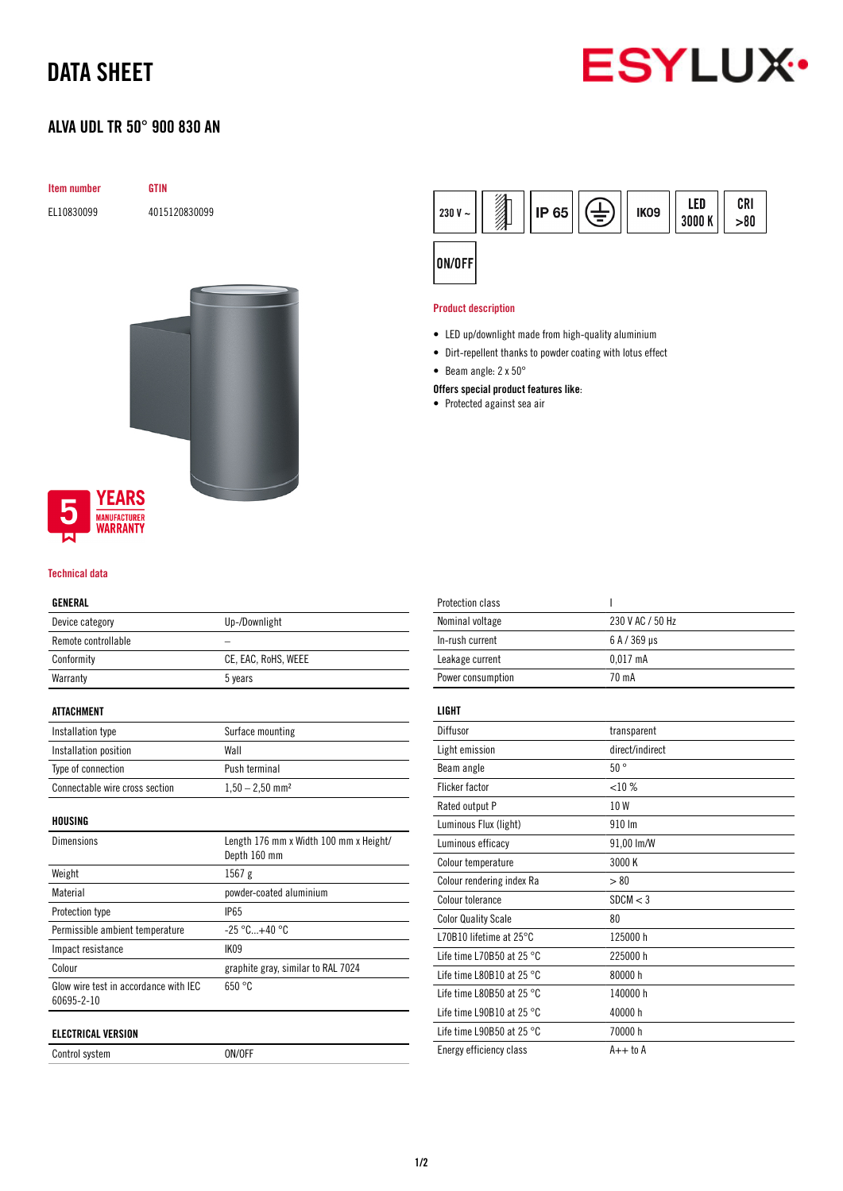# DATA SHEET

## ALVA UDL TR 50° 900 830 AN

| Item number | GTIN |
|---|---|
| EL10830099 | 4015120830099 |

230 V ~ | IP 65 | IK09 | LED 3000 K | CRI >80 | ON/OFF

5 YEARS MANUFACTURER WARRANTY

### Product description

- LED up/downlight made from high-quality aluminium
- Dirt-repellent thanks to powder coating with lotus effect
- Beam angle: 2 x 50°

**Offers special product features like:**

- Protected against sea air

### Technical data

| GENERAL | |
|---|---|
| Device category | Up-/Downlight |
| Remote controllable | – |
| Conformity | CE, EAC, RoHS, WEEE |
| Warranty | 5 years |

| ATTACHMENT | |
|---|---|
| Installation type | Surface mounting |
| Installation position | Wall |
| Type of connection | Push terminal |
| Connectable wire cross section | 1,50 – 2,50 mm² |

| HOUSING | |
|---|---|
| Dimensions | Length 176 mm x Width 100 mm x Height/ Depth 160 mm |
| Weight | 1567 g |
| Material | powder-coated aluminium |
| Protection type | IP65 |
| Permissible ambient temperature | -25 °C...+40 °C |
| Impact resistance | IK09 |
| Colour | graphite gray, similar to RAL 7024 |
| Glow wire test in accordance with IEC 60695-2-10 | 650 °C |

| ELECTRICAL VERSION | |
|---|---|
| Control system | ON/OFF |
| Protection class | I |
| Nominal voltage | 230 V AC / 50 Hz |
| In-rush current | 6 A / 369 µs |
| Leakage current | 0,017 mA |
| Power consumption | 70 mA |

| LIGHT | |
|---|---|
| Diffusor | transparent |
| Light emission | direct/indirect |
| Beam angle | 50 ° |
| Flicker factor | <10 % |
| Rated output P | 10 W |
| Luminous Flux (light) | 910 lm |
| Luminous efficacy | 91,00 lm/W |
| Colour temperature | 3000 K |
| Colour rendering index Ra | > 80 |
| Colour tolerance | SDCM < 3 |
| Color Quality Scale | 80 |
| L70B10 lifetime at 25°C | 125000 h |
| Life time L70B50 at 25 °C | 225000 h |
| Life time L80B10 at 25 °C | 80000 h |
| Life time L80B50 at 25 °C | 140000 h |
| Life time L90B10 at 25 °C | 40000 h |
| Life time L90B50 at 25 °C | 70000 h |
| Energy efficiency class | A++ to A |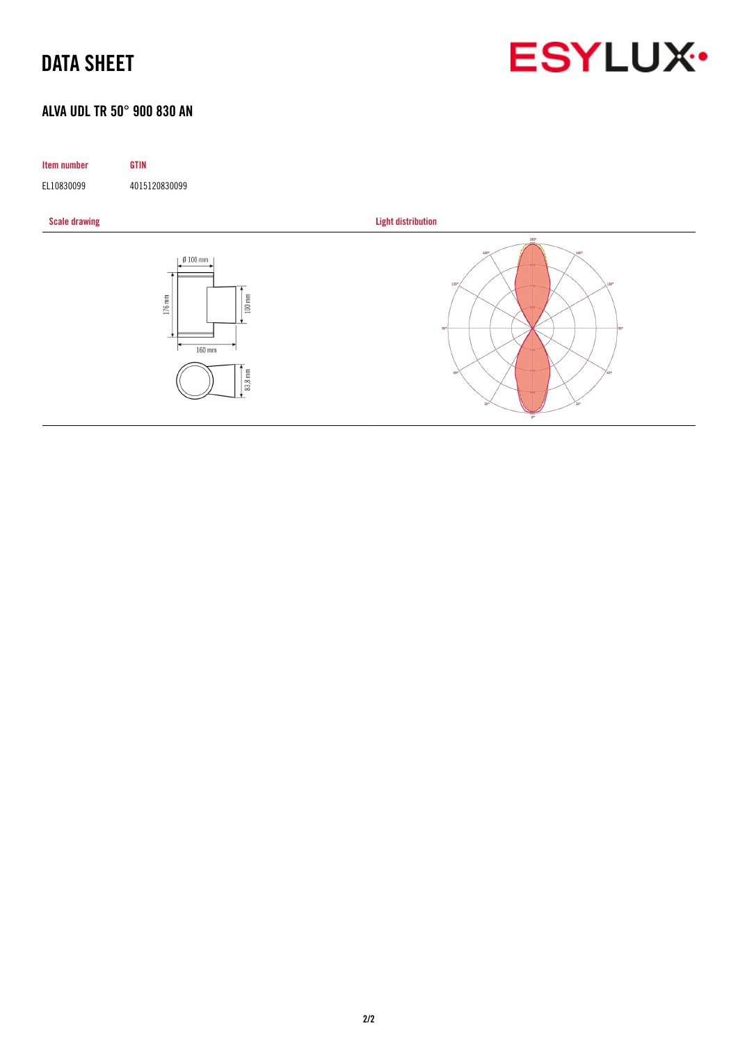# DATA SHEET

## ALVA UDL TR 50° 900 830 AN

| Item number | GTIN |
|---|---|
| EL10830099 | 4015120830099 |

**Scale drawing**

Ø 100 mm

176 mm

100 mm

160 mm

83,8 mm

**Light distribution**

180°

150°

150°

120°

120°

90°

90°

60°

60°

30°

30°

0°